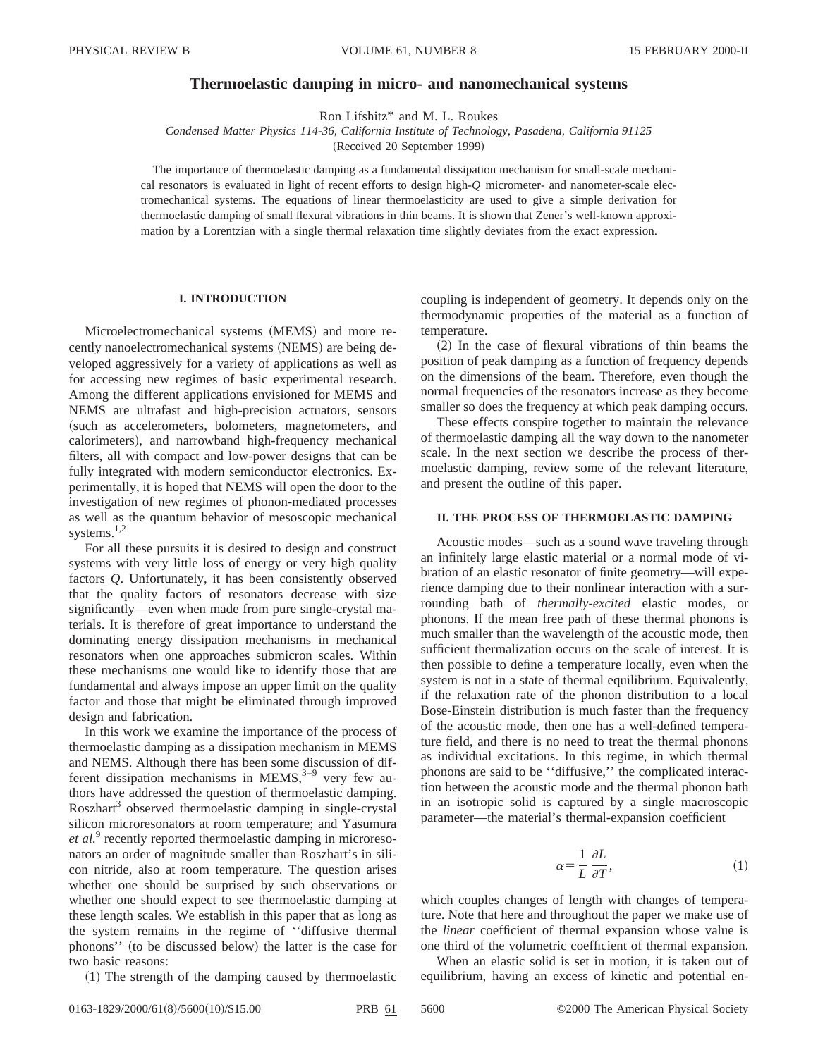# Thermoelastic damping in micro- and nanomechanical systems

Ron Lifshitz* and M. L. Roukes

*Condensed Matter Physics 114-36, California Institute of Technology, Pasadena, California 91125*

(Received 20 September 1999)

The importance of thermoelastic damping as a fundamental dissipation mechanism for small-scale mechanical resonators is evaluated in light of recent efforts to design high-$Q$ micrometer- and nanometer-scale electromechanical systems. The equations of linear thermoelasticity are used to give a simple derivation for thermoelastic damping of small flexural vibrations in thin beams. It is shown that Zener's well-known approximation by a Lorentzian with a single thermal relaxation time slightly deviates from the exact expression.

## I. INTRODUCTION

Microelectromechanical systems (MEMS) and more recently nanoelectromechanical systems (NEMS) are being developed aggressively for a variety of applications as well as for accessing new regimes of basic experimental research. Among the different applications envisioned for MEMS and NEMS are ultrafast and high-precision actuators, sensors (such as accelerometers, bolometers, magnetometers, and calorimeters), and narrowband high-frequency mechanical filters, all with compact and low-power designs that can be fully integrated with modern semiconductor electronics. Experimentally, it is hoped that NEMS will open the door to the investigation of new regimes of phonon-mediated processes as well as the quantum behavior of mesoscopic mechanical systems.[1,2]

For all these pursuits it is desired to design and construct systems with very little loss of energy or very high quality factors $Q$. Unfortunately, it has been consistently observed that the quality factors of resonators decrease with size significantly—even when made from pure single-crystal materials. It is therefore of great importance to understand the dominating energy dissipation mechanisms in mechanical resonators when one approaches submicron scales. Within these mechanisms one would like to identify those that are fundamental and always impose an upper limit on the quality factor and those that might be eliminated through improved design and fabrication.

In this work we examine the importance of the process of thermoelastic damping as a dissipation mechanism in MEMS and NEMS. Although there has been some discussion of different dissipation mechanisms in MEMS,[3–9] very few authors have addressed the question of thermoelastic damping. Roszhart[3] observed thermoelastic damping in single-crystal silicon microresonators at room temperature; and Yasumura *et al.*[9] recently reported thermoelastic damping in microresonators an order of magnitude smaller than Roszhart's in silicon nitride, also at room temperature. The question arises whether one should be surprised by such observations or whether one should expect to see thermoelastic damping at these length scales. We establish in this paper that as long as the system remains in the regime of "diffusive thermal phonons" (to be discussed below) the latter is the case for two basic reasons:

(1) The strength of the damping caused by thermoelastic coupling is independent of geometry. It depends only on the thermodynamic properties of the material as a function of temperature.

(2) In the case of flexural vibrations of thin beams the position of peak damping as a function of frequency depends on the dimensions of the beam. Therefore, even though the normal frequencies of the resonators increase as they become smaller so does the frequency at which peak damping occurs.

These effects conspire together to maintain the relevance of thermoelastic damping all the way down to the nanometer scale. In the next section we describe the process of thermoelastic damping, review some of the relevant literature, and present the outline of this paper.

## II. THE PROCESS OF THERMOELASTIC DAMPING

Acoustic modes—such as a sound wave traveling through an infinitely large elastic material or a normal mode of vibration of an elastic resonator of finite geometry—will experience damping due to their nonlinear interaction with a surrounding bath of *thermally-excited* elastic modes, or phonons. If the mean free path of these thermal phonons is much smaller than the wavelength of the acoustic mode, then sufficient thermalization occurs on the scale of interest. It is then possible to define a temperature locally, even when the system is not in a state of thermal equilibrium. Equivalently, if the relaxation rate of the phonon distribution to a local Bose-Einstein distribution is much faster than the frequency of the acoustic mode, then one has a well-defined temperature field, and there is no need to treat the thermal phonons as individual excitations. In this regime, in which thermal phonons are said to be "diffusive," the complicated interaction between the acoustic mode and the thermal phonon bath in an isotropic solid is captured by a single macroscopic parameter—the material's thermal-expansion coefficient

$$\alpha = \frac{1}{L}\frac{\partial L}{\partial T}, \tag{1}$$

which couples changes of length with changes of temperature. Note that here and throughout the paper we make use of the *linear* coefficient of thermal expansion whose value is one third of the volumetric coefficient of thermal expansion.

When an elastic solid is set in motion, it is taken out of equilibrium, having an excess of kinetic and potential en-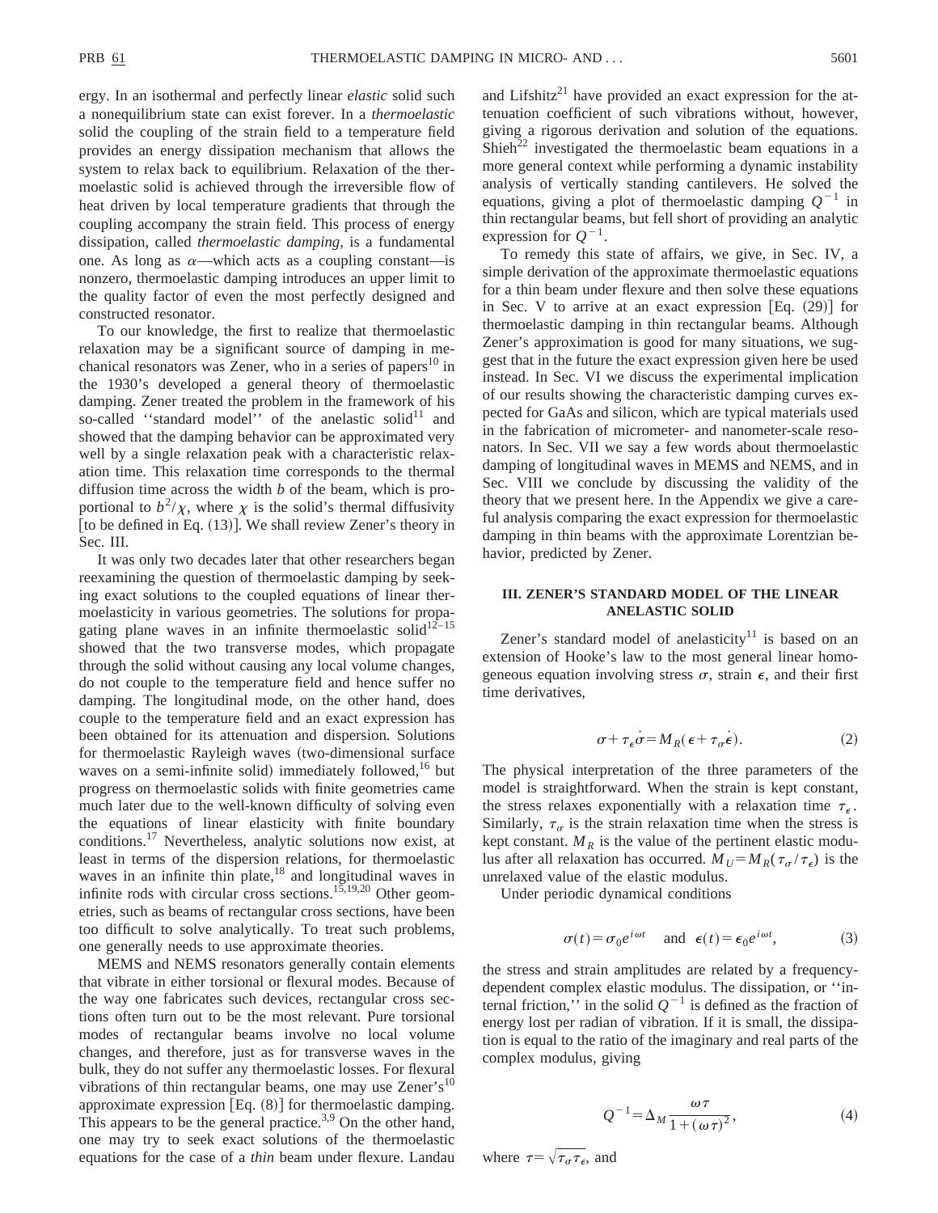ergy. In an isothermal and perfectly linear *elastic* solid such a nonequilibrium state can exist forever. In a *thermoelastic* solid the coupling of the strain field to a temperature field provides an energy dissipation mechanism that allows the system to relax back to equilibrium. Relaxation of the thermoelastic solid is achieved through the irreversible flow of heat driven by local temperature gradients that through the coupling accompany the strain field. This process of energy dissipation, called *thermoelastic damping,* is a fundamental one. As long as $\alpha$—which acts as a coupling constant—is nonzero, thermoelastic damping introduces an upper limit to the quality factor of even the most perfectly designed and constructed resonator.

To our knowledge, the first to realize that thermoelastic relaxation may be a significant source of damping in mechanical resonators was Zener, who in a series of papers[10] in the 1930's developed a general theory of thermoelastic damping. Zener treated the problem in the framework of his so-called ''standard model'' of the anelastic solid[11] and showed that the damping behavior can be approximated very well by a single relaxation peak with a characteristic relaxation time. This relaxation time corresponds to the thermal diffusion time across the width $b$ of the beam, which is proportional to $b^2/\chi$, where $\chi$ is the solid's thermal diffusivity [to be defined in Eq. (13)]. We shall review Zener's theory in Sec. III.

It was only two decades later that other researchers began reexamining the question of thermoelastic damping by seeking exact solutions to the coupled equations of linear thermoelasticity in various geometries. The solutions for propagating plane waves in an infinite thermoelastic solid[12–15] showed that the two transverse modes, which propagate through the solid without causing any local volume changes, do not couple to the temperature field and hence suffer no damping. The longitudinal mode, on the other hand, does couple to the temperature field and an exact expression has been obtained for its attenuation and dispersion. Solutions for thermoelastic Rayleigh waves (two-dimensional surface waves on a semi-infinite solid) immediately followed,[16] but progress on thermoelastic solids with finite geometries came much later due to the well-known difficulty of solving even the equations of linear elasticity with finite boundary conditions.[17] Nevertheless, analytic solutions now exist, at least in terms of the dispersion relations, for thermoelastic waves in an infinite thin plate,[18] and longitudinal waves in infinite rods with circular cross sections.[15,19,20] Other geometries, such as beams of rectangular cross sections, have been too difficult to solve analytically. To treat such problems, one generally needs to use approximate theories.

MEMS and NEMS resonators generally contain elements that vibrate in either torsional or flexural modes. Because of the way one fabricates such devices, rectangular cross sections often turn out to be the most relevant. Pure torsional modes of rectangular beams involve no local volume changes, and therefore, just as for transverse waves in the bulk, they do not suffer any thermoelastic losses. For flexural vibrations of thin rectangular beams, one may use Zener's[10] approximate expression [Eq. (8)] for thermoelastic damping. This appears to be the general practice.[3,9] On the other hand, one may try to seek exact solutions of the thermoelastic equations for the case of a *thin* beam under flexure. Landau and Lifshitz[21] have provided an exact expression for the attenuation coefficient of such vibrations without, however, giving a rigorous derivation and solution of the equations. Shieh[22] investigated the thermoelastic beam equations in a more general context while performing a dynamic instability analysis of vertically standing cantilevers. He solved the equations, giving a plot of thermoelastic damping $Q^{-1}$ in thin rectangular beams, but fell short of providing an analytic expression for $Q^{-1}$.

To remedy this state of affairs, we give, in Sec. IV, a simple derivation of the approximate thermoelastic equations for a thin beam under flexure and then solve these equations in Sec. V to arrive at an exact expression [Eq. (29)] for thermoelastic damping in thin rectangular beams. Although Zener's approximation is good for many situations, we suggest that in the future the exact expression given here be used instead. In Sec. VI we discuss the experimental implication of our results showing the characteristic damping curves expected for GaAs and silicon, which are typical materials used in the fabrication of micrometer- and nanometer-scale resonators. In Sec. VII we say a few words about thermoelastic damping of longitudinal waves in MEMS and NEMS, and in Sec. VIII we conclude by discussing the validity of the theory that we present here. In the Appendix we give a careful analysis comparing the exact expression for thermoelastic damping in thin beams with the approximate Lorentzian behavior, predicted by Zener.

## III. ZENER'S STANDARD MODEL OF THE LINEAR ANELASTIC SOLID

Zener's standard model of anelasticity[11] is based on an extension of Hooke's law to the most general linear homogeneous equation involving stress $\sigma$, strain $\epsilon$, and their first time derivatives,

$$\sigma + \tau_\epsilon \dot{\sigma} = M_R(\epsilon + \tau_\sigma \dot{\epsilon}). \tag{2}$$

The physical interpretation of the three parameters of the model is straightforward. When the strain is kept constant, the stress relaxes exponentially with a relaxation time $\tau_\epsilon$. Similarly, $\tau_\sigma$ is the strain relaxation time when the stress is kept constant. $M_R$ is the value of the pertinent elastic modulus after all relaxation has occurred. $M_U = M_R(\tau_\sigma/\tau_\epsilon)$ is the unrelaxed value of the elastic modulus.

Under periodic dynamical conditions

$$\sigma(t) = \sigma_0 e^{i\omega t} \quad \text{and} \quad \epsilon(t) = \epsilon_0 e^{i\omega t}, \tag{3}$$

the stress and strain amplitudes are related by a frequency-dependent complex elastic modulus. The dissipation, or ''internal friction,'' in the solid $Q^{-1}$ is defined as the fraction of energy lost per radian of vibration. If it is small, the dissipation is equal to the ratio of the imaginary and real parts of the complex modulus, giving

$$Q^{-1} = \Delta_M \frac{\omega\tau}{1 + (\omega\tau)^2}, \tag{4}$$

where $\tau = \sqrt{\tau_\sigma \tau_\epsilon}$, and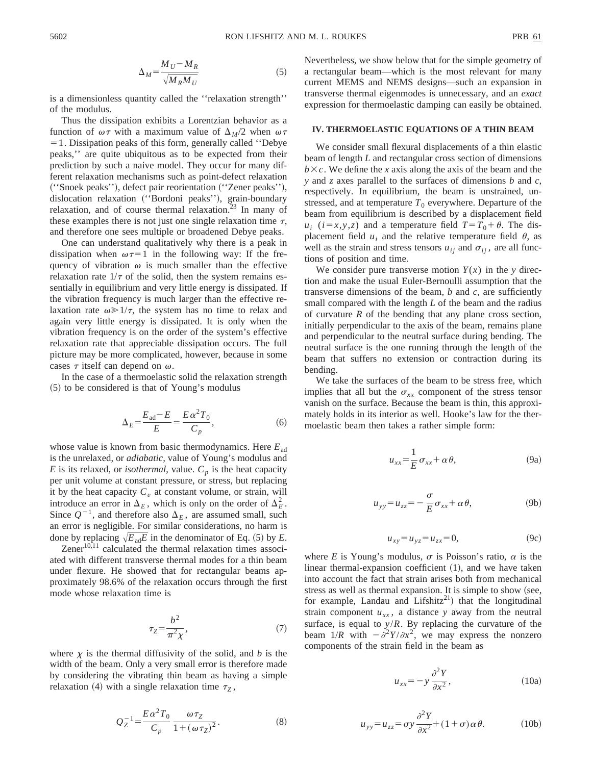$$\Delta_M = \frac{M_U - M_R}{\sqrt{M_R M_U}} \tag{5}$$

is a dimensionless quantity called the ''relaxation strength'' of the modulus.

Thus the dissipation exhibits a Lorentzian behavior as a function of $\omega\tau$ with a maximum value of $\Delta_M/2$ when $\omega\tau = 1$. Dissipation peaks of this form, generally called ''Debye peaks,'' are quite ubiquitous as to be expected from their prediction by such a naive model. They occur for many different relaxation mechanisms such as point-defect relaxation (''Snoek peaks''), defect pair reorientation (''Zener peaks''), dislocation relaxation (''Bordoni peaks''), grain-boundary relaxation, and of course thermal relaxation.[23] In many of these examples there is not just one single relaxation time $\tau$, and therefore one sees multiple or broadened Debye peaks.

One can understand qualitatively why there is a peak in dissipation when $\omega\tau = 1$ in the following way: If the frequency of vibration $\omega$ is much smaller than the effective relaxation rate $1/\tau$ of the solid, then the system remains essentially in equilibrium and very little energy is dissipated. If the vibration frequency is much larger than the effective relaxation rate $\omega \gg 1/\tau$, the system has no time to relax and again very little energy is dissipated. It is only when the vibration frequency is on the order of the system's effective relaxation rate that appreciable dissipation occurs. The full picture may be more complicated, however, because in some cases $\tau$ itself can depend on $\omega$.

In the case of a thermoelastic solid the relaxation strength (5) to be considered is that of Young's modulus

$$\Delta_E = \frac{E_{\mathrm{ad}} - E}{E} = \frac{E\alpha^2 T_0}{C_p}, \tag{6}$$

whose value is known from basic thermodynamics. Here $E_{\mathrm{ad}}$ is the unrelaxed, or *adiabatic*, value of Young's modulus and $E$ is its relaxed, or *isothermal*, value. $C_p$ is the heat capacity per unit volume at constant pressure, or stress, but replacing it by the heat capacity $C_v$ at constant volume, or strain, will introduce an error in $\Delta_E$, which is only on the order of $\Delta_E^2$. Since $Q^{-1}$, and therefore also $\Delta_E$, are assumed small, such an error is negligible. For similar considerations, no harm is done by replacing $\sqrt{E_{\mathrm{ad}} E}$ in the denominator of Eq. (5) by $E$.

Zener[10,11] calculated the thermal relaxation times associated with different transverse thermal modes for a thin beam under flexure. He showed that for rectangular beams approximately 98.6% of the relaxation occurs through the first mode whose relaxation time is

$$\tau_Z = \frac{b^2}{\pi^2 \chi}, \tag{7}$$

where $\chi$ is the thermal diffusivity of the solid, and $b$ is the width of the beam. Only a very small error is therefore made by considering the vibrating thin beam as having a simple relaxation (4) with a single relaxation time $\tau_Z$,

$$Q_Z^{-1} = \frac{E\alpha^2 T_0}{C_p} \frac{\omega\tau_Z}{1 + (\omega\tau_Z)^2}. \tag{8}$$

Nevertheless, we show below that for the simple geometry of a rectangular beam—which is the most relevant for many current MEMS and NEMS designs—such an expansion in transverse thermal eigenmodes is unnecessary, and an *exact* expression for thermoelastic damping can easily be obtained.

## IV. THERMOELASTIC EQUATIONS OF A THIN BEAM

We consider small flexural displacements of a thin elastic beam of length $L$ and rectangular cross section of dimensions $b \times c$. We define the $x$ axis along the axis of the beam and the $y$ and $z$ axes parallel to the surfaces of dimensions $b$ and $c$, respectively. In equilibrium, the beam is unstrained, unstressed, and at temperature $T_0$ everywhere. Departure of the beam from equilibrium is described by a displacement field $u_i$ $(i = x, y, z)$ and a temperature field $T = T_0 + \theta$. The displacement field $u_i$ and the relative temperature field $\theta$, as well as the strain and stress tensors $u_{ij}$ and $\sigma_{ij}$, are all functions of position and time.

We consider pure transverse motion $Y(x)$ in the $y$ direction and make the usual Euler-Bernoulli assumption that the transverse dimensions of the beam, $b$ and $c$, are sufficiently small compared with the length $L$ of the beam and the radius of curvature $R$ of the bending that any plane cross section, initially perpendicular to the axis of the beam, remains plane and perpendicular to the neutral surface during bending. The neutral surface is the one running through the length of the beam that suffers no extension or contraction during its bending.

We take the surfaces of the beam to be stress free, which implies that all but the $\sigma_{xx}$ component of the stress tensor vanish on the surface. Because the beam is thin, this approximately holds in its interior as well. Hooke's law for the thermoelastic beam then takes a rather simple form:

$$u_{xx} = \frac{1}{E}\sigma_{xx} + \alpha\theta, \tag{9a}$$

$$u_{yy} = u_{zz} = -\frac{\sigma}{E}\sigma_{xx} + \alpha\theta, \tag{9b}$$

$$u_{xy} = u_{yz} = u_{zx} = 0, \tag{9c}$$

where $E$ is Young's modulus, $\sigma$ is Poisson's ratio, $\alpha$ is the linear thermal-expansion coefficient (1), and we have taken into account the fact that strain arises both from mechanical stress as well as thermal expansion. It is simple to show (see, for example, Landau and Lifshitz[21]) that the longitudinal strain component $u_{xx}$, a distance $y$ away from the neutral surface, is equal to $y/R$. By replacing the curvature of the beam $1/R$ with $-\partial^2 Y/\partial x^2$, we may express the nonzero components of the strain field in the beam as

$$u_{xx} = -y\frac{\partial^2 Y}{\partial x^2}, \tag{10a}$$

$$u_{yy} = u_{zz} = \sigma y \frac{\partial^2 Y}{\partial x^2} + (1+\sigma)\alpha\theta. \tag{10b}$$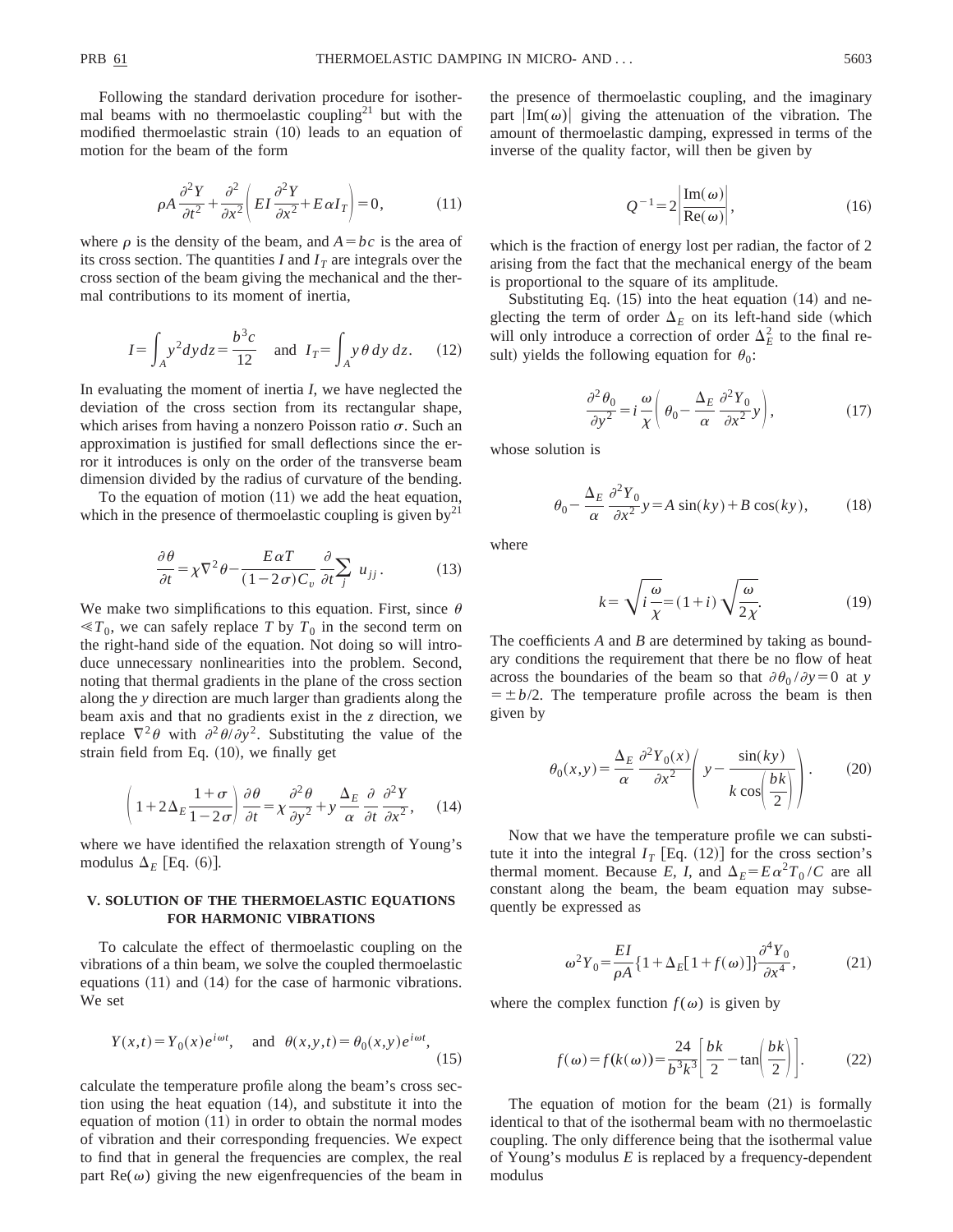Following the standard derivation procedure for isothermal beams with no thermoelastic coupling[21] but with the modified thermoelastic strain (10) leads to an equation of motion for the beam of the form

$$\rho A \frac{\partial^2 Y}{\partial t^2} + \frac{\partial^2}{\partial x^2}\left( EI \frac{\partial^2 Y}{\partial x^2} + E\alpha I_T \right) = 0, \tag{11}$$

where $\rho$ is the density of the beam, and $A = bc$ is the area of its cross section. The quantities $I$ and $I_T$ are integrals over the cross section of the beam giving the mechanical and the thermal contributions to its moment of inertia,

$$I = \int_A y^2 dy dz = \frac{b^3 c}{12} \quad \text{and} \quad I_T = \int_A y\theta \, dy \, dz. \tag{12}$$

In evaluating the moment of inertia $I$, we have neglected the deviation of the cross section from its rectangular shape, which arises from having a nonzero Poisson ratio $\sigma$. Such an approximation is justified for small deflections since the error it introduces is only on the order of the transverse beam dimension divided by the radius of curvature of the bending.

To the equation of motion (11) we add the heat equation, which in the presence of thermoelastic coupling is given by[21]

$$\frac{\partial \theta}{\partial t} = \chi \nabla^2 \theta - \frac{E\alpha T}{(1-2\sigma)C_v} \frac{\partial}{\partial t} \sum_j u_{jj}. \tag{13}$$

We make two simplifications to this equation. First, since $\theta \ll T_0$, we can safely replace $T$ by $T_0$ in the second term on the right-hand side of the equation. Not doing so will introduce unnecessary nonlinearities into the problem. Second, noting that thermal gradients in the plane of the cross section along the $y$ direction are much larger than gradients along the beam axis and that no gradients exist in the $z$ direction, we replace $\nabla^2\theta$ with $\partial^2\theta/\partial y^2$. Substituting the value of the strain field from Eq. (10), we finally get

$$\left( 1 + 2\Delta_E \frac{1+\sigma}{1-2\sigma} \right) \frac{\partial \theta}{\partial t} = \chi \frac{\partial^2 \theta}{\partial y^2} + y \frac{\Delta_E}{\alpha} \frac{\partial}{\partial t} \frac{\partial^2 Y}{\partial x^2}, \tag{14}$$

where we have identified the relaxation strength of Young's modulus $\Delta_E$ [Eq. (6)].

## V. SOLUTION OF THE THERMOELASTIC EQUATIONS FOR HARMONIC VIBRATIONS

To calculate the effect of thermoelastic coupling on the vibrations of a thin beam, we solve the coupled thermoelastic equations (11) and (14) for the case of harmonic vibrations. We set

$$Y(x,t) = Y_0(x) e^{i\omega t}, \quad \text{and} \quad \theta(x,y,t) = \theta_0(x,y) e^{i\omega t}, \tag{15}$$

calculate the temperature profile along the beam's cross section using the heat equation (14), and substitute it into the equation of motion (11) in order to obtain the normal modes of vibration and their corresponding frequencies. We expect to find that in general the frequencies are complex, the real part $\mathrm{Re}(\omega)$ giving the new eigenfrequencies of the beam in the presence of thermoelastic coupling, and the imaginary part $|\mathrm{Im}(\omega)|$ giving the attenuation of the vibration. The amount of thermoelastic damping, expressed in terms of the inverse of the quality factor, will then be given by

$$Q^{-1} = 2\left| \frac{\mathrm{Im}(\omega)}{\mathrm{Re}(\omega)} \right|, \tag{16}$$

which is the fraction of energy lost per radian, the factor of 2 arising from the fact that the mechanical energy of the beam is proportional to the square of its amplitude.

Substituting Eq. (15) into the heat equation (14) and neglecting the term of order $\Delta_E$ on its left-hand side (which will only introduce a correction of order $\Delta_E^2$ to the final result) yields the following equation for $\theta_0$:

$$\frac{\partial^2 \theta_0}{\partial y^2} = i \frac{\omega}{\chi} \left( \theta_0 - \frac{\Delta_E}{\alpha} \frac{\partial^2 Y_0}{\partial x^2} y \right), \tag{17}$$

whose solution is

$$\theta_0 - \frac{\Delta_E}{\alpha} \frac{\partial^2 Y_0}{\partial x^2} y = A \sin(ky) + B \cos(ky), \tag{18}$$

where

$$k = \sqrt{i\frac{\omega}{\chi}} = (1+i)\sqrt{\frac{\omega}{2\chi}}. \tag{19}$$

The coefficients $A$ and $B$ are determined by taking as boundary conditions the requirement that there be no flow of heat across the boundaries of the beam so that $\partial\theta_0/\partial y = 0$ at $y = \pm b/2$. The temperature profile across the beam is then given by

$$\theta_0(x,y) = \frac{\Delta_E}{\alpha} \frac{\partial^2 Y_0(x)}{\partial x^2} \left( y - \frac{\sin(ky)}{k\cos\left(\frac{bk}{2}\right)} \right). \tag{20}$$

Now that we have the temperature profile we can substitute it into the integral $I_T$ [Eq. (12)] for the cross section's thermal moment. Because $E$, $I$, and $\Delta_E = E\alpha^2 T_0/C$ are all constant along the beam, the beam equation may subsequently be expressed as

$$\omega^2 Y_0 = \frac{EI}{\rho A} \{ 1 + \Delta_E [1 + f(\omega)] \} \frac{\partial^4 Y_0}{\partial x^4}, \tag{21}$$

where the complex function $f(\omega)$ is given by

$$f(\omega) = f(k(\omega)) = \frac{24}{b^3 k^3} \left[ \frac{bk}{2} - \tan\left( \frac{bk}{2} \right) \right]. \tag{22}$$

The equation of motion for the beam (21) is formally identical to that of the isothermal beam with no thermoelastic coupling. The only difference being that the isothermal value of Young's modulus $E$ is replaced by a frequency-dependent modulus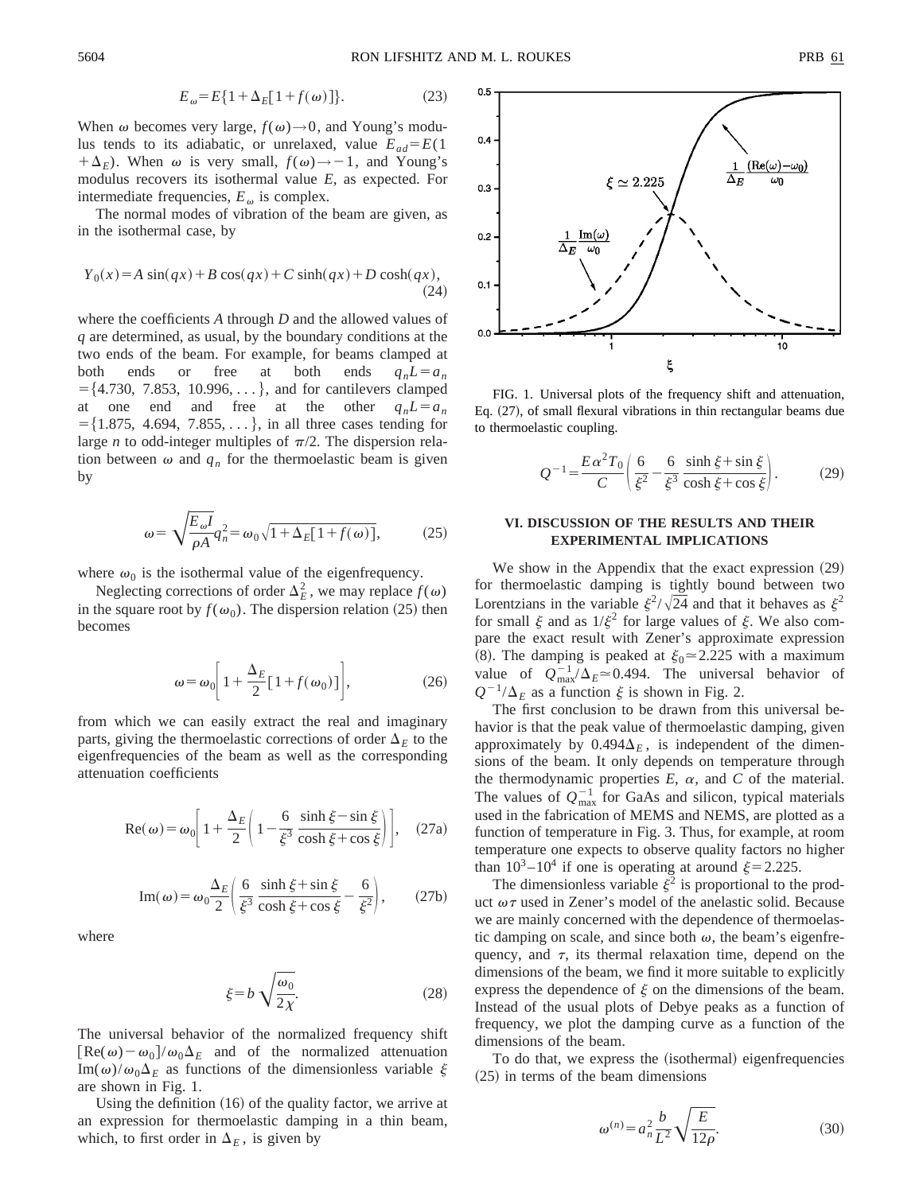$$E_\omega = E\{1+\Delta_E[1+f(\omega)]\}. \tag{23}$$

When $\omega$ becomes very large, $f(\omega)\to 0$, and Young's modulus tends to its adiabatic, or unrelaxed, value $E_{ad}=E(1+\Delta_E)$. When $\omega$ is very small, $f(\omega)\to -1$, and Young's modulus recovers its isothermal value $E$, as expected. For intermediate frequencies, $E_\omega$ is complex.

The normal modes of vibration of the beam are given, as in the isothermal case, by

$$Y_0(x) = A\sin(qx) + B\cos(qx) + C\sinh(qx) + D\cosh(qx), \tag{24}$$

where the coefficients $A$ through $D$ and the allowed values of $q$ are determined, as usual, by the boundary conditions at the two ends of the beam. For example, for beams clamped at both ends or free at both ends $q_nL=a_n=\{4.730,\ 7.853,\ 10.996,\dots\}$, and for cantilevers clamped at one end and free at the other $q_nL=a_n=\{1.875,\ 4.694,\ 7.855,\dots\}$, in all three cases tending for large $n$ to odd-integer multiples of $\pi/2$. The dispersion relation between $\omega$ and $q_n$ for the thermoelastic beam is given by

$$\omega = \sqrt{\frac{E_\omega I}{\rho A}}q_n^2 = \omega_0\sqrt{1+\Delta_E[1+f(\omega)]}, \tag{25}$$

where $\omega_0$ is the isothermal value of the eigenfrequency.

Neglecting corrections of order $\Delta_E^2$, we may replace $f(\omega)$ in the square root by $f(\omega_0)$. The dispersion relation (25) then becomes

$$\omega = \omega_0\left[1+\frac{\Delta_E}{2}[1+f(\omega_0)]\right], \tag{26}$$

from which we can easily extract the real and imaginary parts, giving the thermoelastic corrections of order $\Delta_E$ to the eigenfrequencies of the beam as well as the corresponding attenuation coefficients

$$\mathrm{Re}(\omega) = \omega_0\left[1+\frac{\Delta_E}{2}\left(1-\frac{6}{\xi^3}\frac{\sinh\xi-\sin\xi}{\cosh\xi+\cos\xi}\right)\right], \tag{27a}$$

$$\mathrm{Im}(\omega) = \omega_0\frac{\Delta_E}{2}\left(\frac{6}{\xi^3}\frac{\sinh\xi+\sin\xi}{\cosh\xi+\cos\xi}-\frac{6}{\xi^2}\right), \tag{27b}$$

where

$$\xi = b\sqrt{\frac{\omega_0}{2\chi}}. \tag{28}$$

The universal behavior of the normalized frequency shift $[\mathrm{Re}(\omega)-\omega_0]/\omega_0\Delta_E$ and of the normalized attenuation $\mathrm{Im}(\omega)/\omega_0\Delta_E$ as functions of the dimensionless variable $\xi$ are shown in Fig. 1.

Using the definition (16) of the quality factor, we arrive at an expression for thermoelastic damping in a thin beam, which, to first order in $\Delta_E$, is given by

FIG. 1. Universal plots of the frequency shift and attenuation, Eq. (27), of small flexural vibrations in thin rectangular beams due to thermoelastic coupling.

$$Q^{-1} = \frac{E\alpha^2T_0}{C}\left(\frac{6}{\xi^2}-\frac{6}{\xi^3}\frac{\sinh\xi+\sin\xi}{\cosh\xi+\cos\xi}\right). \tag{29}$$

## VI. DISCUSSION OF THE RESULTS AND THEIR EXPERIMENTAL IMPLICATIONS

We show in the Appendix that the exact expression (29) for thermoelastic damping is tightly bound between two Lorentzians in the variable $\xi^2/\sqrt{24}$ and that it behaves as $\xi^2$ for small $\xi$ and as $1/\xi^2$ for large values of $\xi$. We also compare the exact result with Zener's approximate expression (8). The damping is peaked at $\xi_0\simeq 2.225$ with a maximum value of $Q^{-1}_{\mathrm{max}}/\Delta_E\simeq 0.494$. The universal behavior of $Q^{-1}/\Delta_E$ as a function $\xi$ is shown in Fig. 2.

The first conclusion to be drawn from this universal behavior is that the peak value of thermoelastic damping, given approximately by $0.494\Delta_E$, is independent of the dimensions of the beam. It only depends on temperature through the thermodynamic properties $E$, $\alpha$, and $C$ of the material. The values of $Q^{-1}_{\mathrm{max}}$ for GaAs and silicon, typical materials used in the fabrication of MEMS and NEMS, are plotted as a function of temperature in Fig. 3. Thus, for example, at room temperature one expects to observe quality factors no higher than $10^3$–$10^4$ if one is operating at around $\xi=2.225$.

The dimensionless variable $\xi^2$ is proportional to the product $\omega\tau$ used in Zener's model of the anelastic solid. Because we are mainly concerned with the dependence of thermoelastic damping on scale, and since both $\omega$, the beam's eigenfrequency, and $\tau$, its thermal relaxation time, depend on the dimensions of the beam, we find it more suitable to explicitly express the dependence of $\xi$ on the dimensions of the beam. Instead of the usual plots of Debye peaks as a function of frequency, we plot the damping curve as a function of the dimensions of the beam.

To do that, we express the (isothermal) eigenfrequencies (25) in terms of the beam dimensions

$$\omega^{(n)} = a_n^2\frac{b}{L^2}\sqrt{\frac{E}{12\rho}}. \tag{30}$$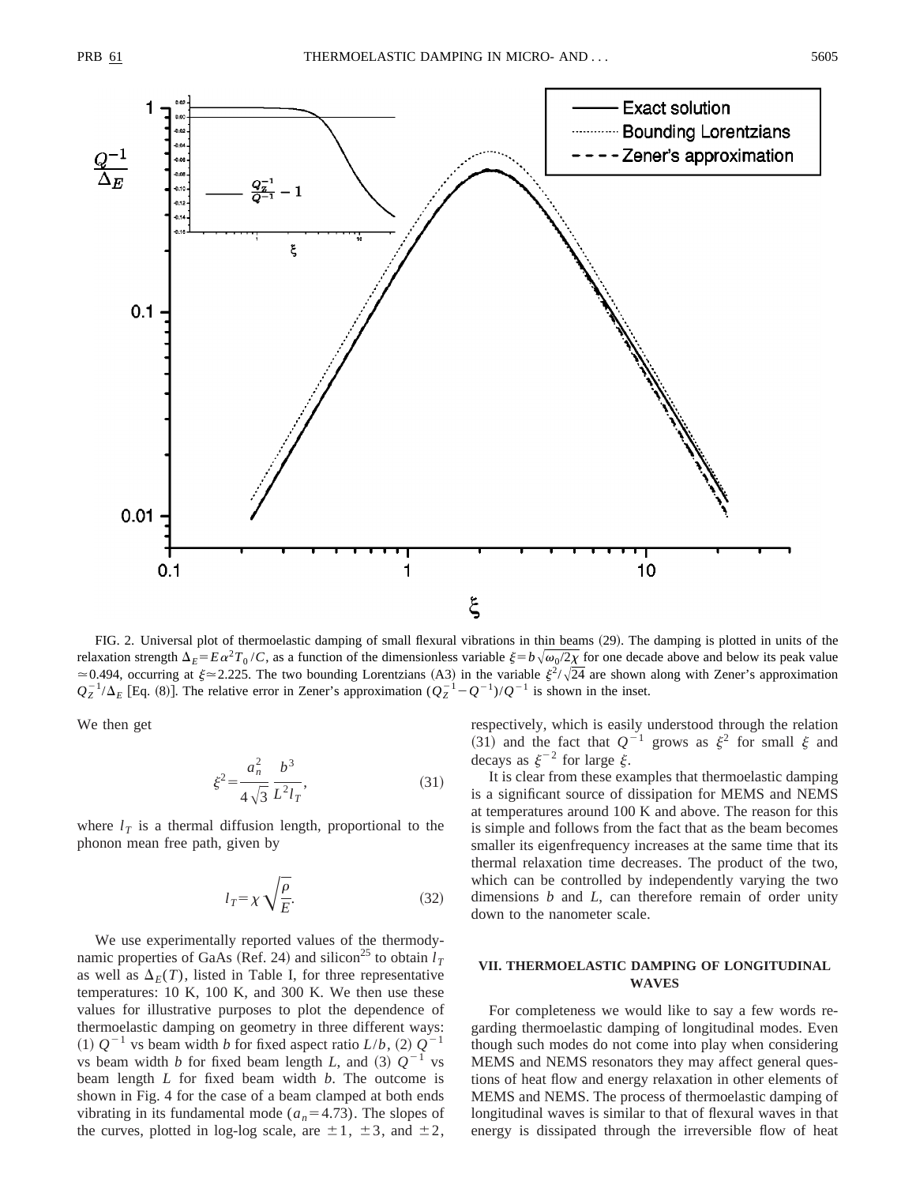FIG. 2. Universal plot of thermoelastic damping of small flexural vibrations in thin beams (29). The damping is plotted in units of the relaxation strength $\Delta_E = E\alpha^2 T_0/C$, as a function of the dimensionless variable $\xi = b\sqrt{\omega_0/2\chi}$ for one decade above and below its peak value $\simeq 0.494$, occurring at $\xi \simeq 2.225$. The two bounding Lorentzians (A3) in the variable $\xi^2/\sqrt{24}$ are shown along with Zener's approximation $Q_Z^{-1}/\Delta_E$ [Eq. (8)]. The relative error in Zener's approximation $(Q_Z^{-1} - Q^{-1})/Q^{-1}$ is shown in the inset.

We then get

$$\xi^2 = \frac{a_n^2}{4\sqrt{3}} \frac{b^3}{L^2 l_T}, \tag{31}$$

where $l_T$ is a thermal diffusion length, proportional to the phonon mean free path, given by

$$l_T = \chi\sqrt{\frac{\rho}{E}}. \tag{32}$$

We use experimentally reported values of the thermodynamic properties of GaAs (Ref. 24) and silicon[25] to obtain $l_T$ as well as $\Delta_E(T)$, listed in Table I, for three representative temperatures: 10 K, 100 K, and 300 K. We then use these values for illustrative purposes to plot the dependence of thermoelastic damping on geometry in three different ways: (1) $Q^{-1}$ vs beam width $b$ for fixed aspect ratio $L/b$, (2) $Q^{-1}$ vs beam width $b$ for fixed beam length $L$, and (3) $Q^{-1}$ vs beam length $L$ for fixed beam width $b$. The outcome is shown in Fig. 4 for the case of a beam clamped at both ends vibrating in its fundamental mode ($a_n = 4.73$). The slopes of the curves, plotted in log-log scale, are $\pm 1$, $\pm 3$, and $\pm 2$, respectively, which is easily understood through the relation (31) and the fact that $Q^{-1}$ grows as $\xi^2$ for small $\xi$ and decays as $\xi^{-2}$ for large $\xi$.

It is clear from these examples that thermoelastic damping is a significant source of dissipation for MEMS and NEMS at temperatures around 100 K and above. The reason for this is simple and follows from the fact that as the beam becomes smaller its eigenfrequency increases at the same time that its thermal relaxation time decreases. The product of the two, which can be controlled by independently varying the two dimensions $b$ and $L$, can therefore remain of order unity down to the nanometer scale.

## VII. THERMOELASTIC DAMPING OF LONGITUDINAL WAVES

For completeness we would like to say a few words regarding thermoelastic damping of longitudinal modes. Even though such modes do not come into play when considering MEMS and NEMS resonators they may affect general questions of heat flow and energy relaxation in other elements of MEMS and NEMS. The process of thermoelastic damping of longitudinal waves is similar to that of flexural waves in that energy is dissipated through the irreversible flow of heat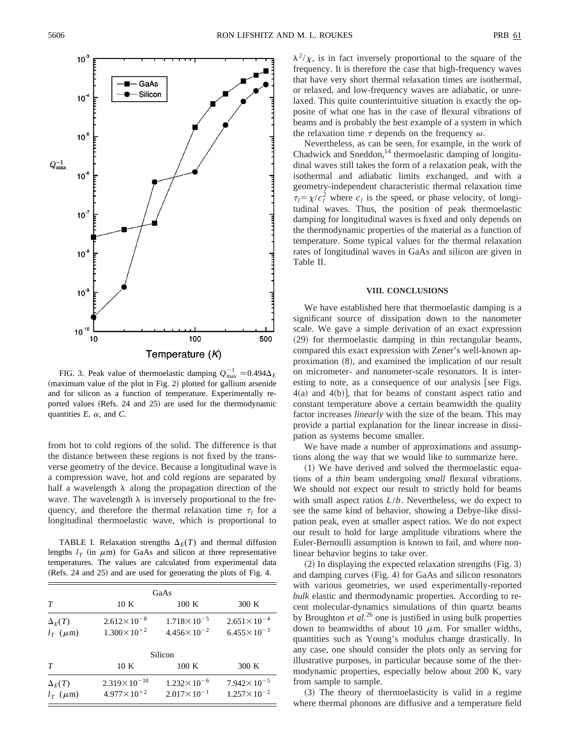FIG. 3. Peak value of thermoelastic damping $Q_{\max}^{-1} \simeq 0.494\Delta_E$ (maximum value of the plot in Fig. 2) plotted for gallium arsenide and for silicon as a function of temperature. Experimentally reported values (Refs. 24 and 25) are used for the thermodynamic quantities $E$, $\alpha$, and $C$.

from hot to cold regions of the solid. The difference is that the distance between these regions is not fixed by the transverse geometry of the device. Because a longitudinal wave is a compression wave, hot and cold regions are separated by half a wavelength $\lambda$ along the propagation direction of the wave. The wavelength $\lambda$ is inversely proportional to the frequency, and therefore the thermal relaxation time $\tau_l$ for a longitudinal thermoelastic wave, which is proportional to $\lambda^2/\chi$, is in fact inversely proportional to the square of the frequency. It is therefore the case that high-frequency waves that have very short thermal relaxation times are isothermal, or relaxed, and low-frequency waves are adiabatic, or unrelaxed. This quite counterintuitive situation is exactly the opposite of what one has in the case of flexural vibrations of beams and is probably the best example of a system in which the relaxation time $\tau$ depends on the frequency $\omega$.

TABLE I. Relaxation strengths $\Delta_E(T)$ and thermal diffusion lengths $l_T$ (in $\mu$m) for GaAs and silicon at three representative temperatures. The values are calculated from experimental data (Refs. 24 and 25) and are used for generating the plots of Fig. 4.

| | GaAs | | |
|---|---|---|---|
| $T$ | 10 K | 100 K | 300 K |
| $\Delta_E(T)$ | $2.612\times10^{-8}$ | $1.718\times10^{-5}$ | $2.651\times10^{-4}$ |
| $l_T$ ($\mu$m) | $1.300\times10^{+2}$ | $4.456\times10^{-2}$ | $6.455\times10^{-3}$ |
| | **Silicon** | | |
| $T$ | 10 K | 100 K | 300 K |
| $\Delta_E(T)$ | $2.319\times10^{-10}$ | $1.232\times10^{-6}$ | $7.942\times10^{-5}$ |
| $l_T$ ($\mu$m) | $4.977\times10^{+2}$ | $2.017\times10^{-1}$ | $1.257\times10^{-2}$ |

Nevertheless, as can be seen, for example, in the work of Chadwick and Sneddon,[14] thermoelastic damping of longitudinal waves still takes the form of a relaxation peak, with the isothermal and adiabatic limits exchanged, and with a geometry-independent characteristic thermal relaxation time $\tau_l = \chi/c_l^2$ where $c_l$ is the speed, or phase velocity, of longitudinal waves. Thus, the position of peak thermoelastic damping for longitudinal waves is fixed and only depends on the thermodynamic properties of the material as a function of temperature. Some typical values for the thermal relaxation rates of longitudinal waves in GaAs and silicon are given in Table II.

## VIII. CONCLUSIONS

We have established here that thermoelastic damping is a significant source of dissipation down to the nanometer scale. We gave a simple derivation of an exact expression (29) for thermoelastic damping in thin rectangular beams, compared this exact expression with Zener's well-known approximation (8), and examined the implication of our result on micrometer- and nanometer-scale resonators. It is interesting to note, as a consequence of our analysis [see Figs. 4(a) and 4(b)], that for beams of constant aspect ratio and constant temperature above a certain beamwidth the quality factor increases *linearly* with the size of the beam. This may provide a partial explanation for the linear increase in dissipation as systems become smaller.

We have made a number of approximations and assumptions along the way that we would like to summarize here.

(1) We have derived and solved the thermoelastic equations of a *thin* beam undergoing *small* flexural vibrations. We should not expect our result to strictly hold for beams with small aspect ratios $L/b$. Nevertheless, we do expect to see the same kind of behavior, showing a Debye-like dissipation peak, even at smaller aspect ratios. We do not expect our result to hold for large amplitude vibrations where the Euler-Bernoulli assumption is known to fail, and where nonlinear behavior begins to take over.

(2) In displaying the expected relaxation strengths (Fig. 3) and damping curves (Fig. 4) for GaAs and silicon resonators with various geometries, we used experimentally-reported *bulk* elastic and thermodynamic properties. According to recent molecular-dynamics simulations of thin quartz beams by Broughton *et al.*[26] one is justified in using bulk properties down to beamwidths of about 10 $\mu$m. For smaller widths, quantities such as Young's modulus change drastically. In any case, one should consider the plots only as serving for illustrative purposes, in particular because some of the thermodynamic properties, especially below about 200 K, vary from sample to sample.

(3) The theory of thermoelasticity is valid in a regime where thermal phonons are diffusive and a temperature field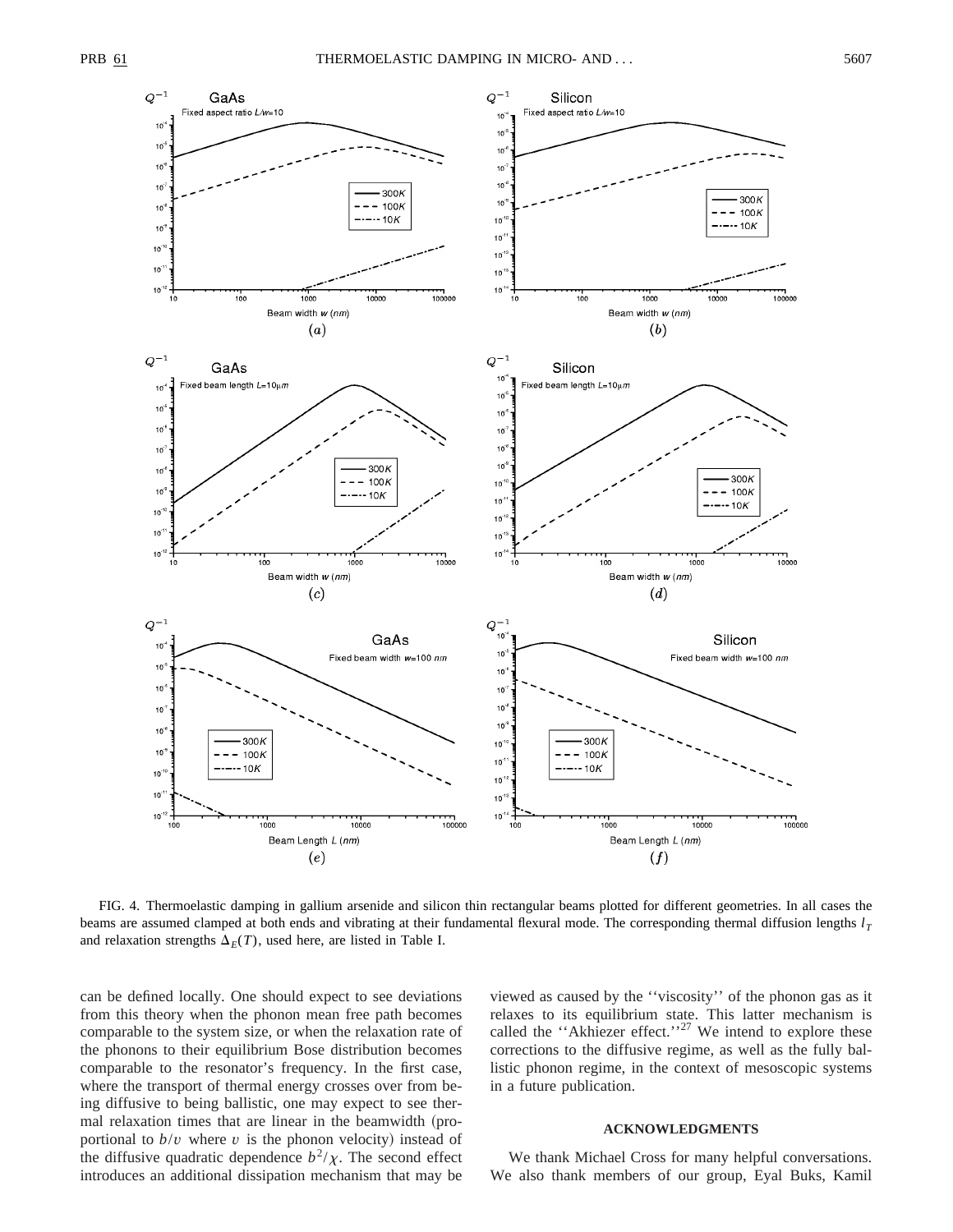FIG. 4. Thermoelastic damping in gallium arsenide and silicon thin rectangular beams plotted for different geometries. In all cases the beams are assumed clamped at both ends and vibrating at their fundamental flexural mode. The corresponding thermal diffusion lengths $l_T$ and relaxation strengths $\Delta_E(T)$, used here, are listed in Table I.

can be defined locally. One should expect to see deviations from this theory when the phonon mean free path becomes comparable to the system size, or when the relaxation rate of the phonons to their equilibrium Bose distribution becomes comparable to the resonator's frequency. In the first case, where the transport of thermal energy crosses over from being diffusive to being ballistic, one may expect to see thermal relaxation times that are linear in the beamwidth (proportional to $b/v$ where $v$ is the phonon velocity) instead of the diffusive quadratic dependence $b^2/\chi$. The second effect introduces an additional dissipation mechanism that may be viewed as caused by the ''viscosity'' of the phonon gas as it relaxes to its equilibrium state. This latter mechanism is called the ''Akhiezer effect.''[27] We intend to explore these corrections to the diffusive regime, as well as the fully ballistic phonon regime, in the context of mesoscopic systems in a future publication.

## ACKNOWLEDGMENTS

We thank Michael Cross for many helpful conversations. We also thank members of our group, Eyal Buks, Kamil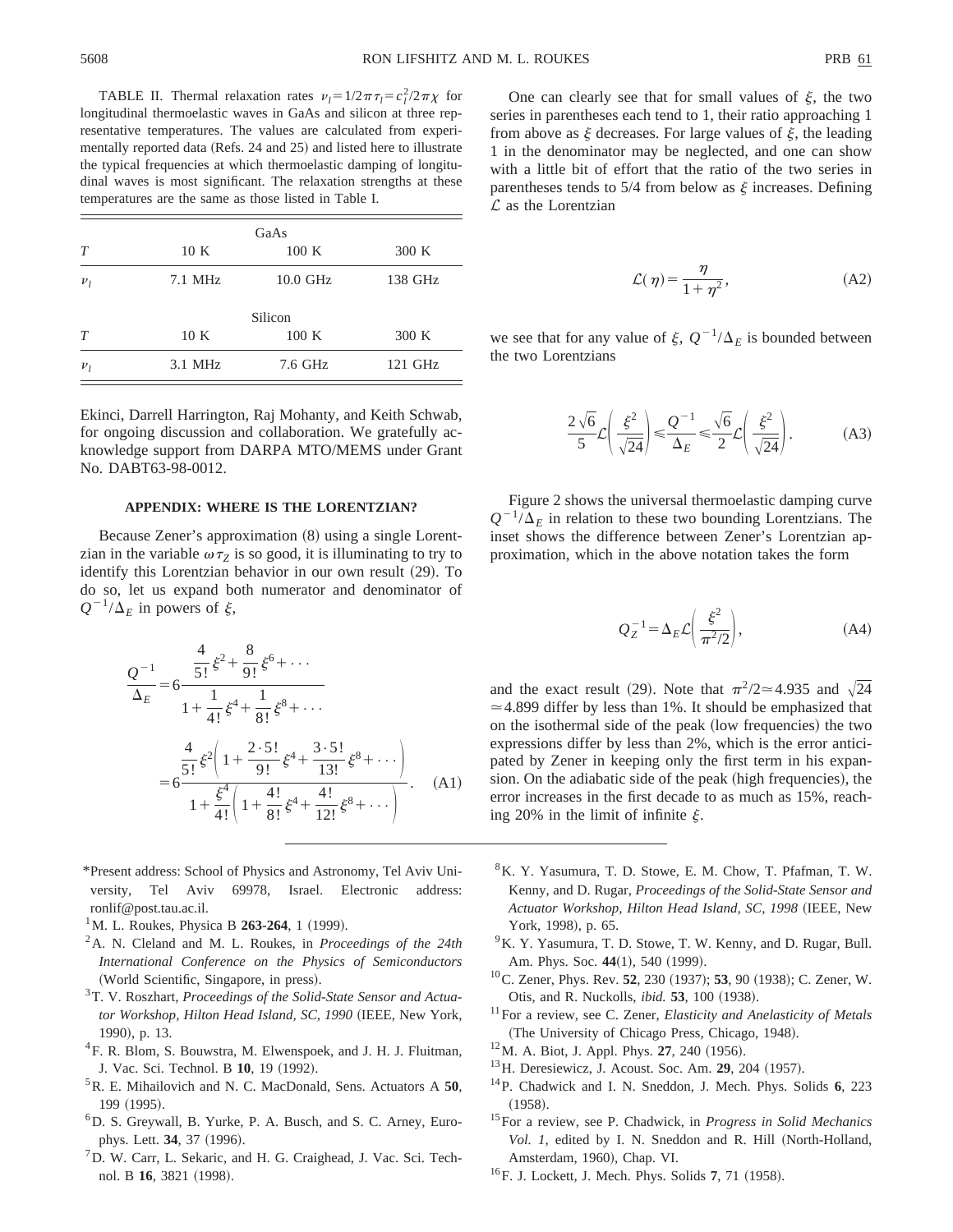TABLE II. Thermal relaxation rates $\nu_l = 1/2\pi\tau_l = c_l^2/2\pi\chi$ for longitudinal thermoelastic waves in GaAs and silicon at three representative temperatures. The values are calculated from experimentally reported data (Refs. 24 and 25) and listed here to illustrate the typical frequencies at which thermoelastic damping of longitudinal waves is most significant. The relaxation strengths at these temperatures are the same as those listed in Table I.

| | GaAs | | |
|---|---|---|---|
| $T$ | 10 K | 100 K | 300 K |
| $\nu_l$ | 7.1 MHz | 10.0 GHz | 138 GHz |
| | **Silicon** | | |
| $T$ | 10 K | 100 K | 300 K |
| $\nu_l$ | 3.1 MHz | 7.6 GHz | 121 GHz |

Ekinci, Darrell Harrington, Raj Mohanty, and Keith Schwab, for ongoing discussion and collaboration. We gratefully acknowledge support from DARPA MTO/MEMS under Grant No. DABT63-98-0012.

## APPENDIX: WHERE IS THE LORENTZIAN?

Because Zener's approximation (8) using a single Lorentzian in the variable $\omega\tau_Z$ is so good, it is illuminating to try to identify this Lorentzian behavior in our own result (29). To do so, let us expand both numerator and denominator of $Q^{-1}/\Delta_E$ in powers of $\xi$,

$$\frac{Q^{-1}}{\Delta_E} = 6\frac{\frac{4}{5!}\xi^2 + \frac{8}{9!}\xi^6 + \cdots}{1 + \frac{1}{4!}\xi^4 + \frac{1}{8!}\xi^8 + \cdots} = 6\frac{\frac{4}{5!}\xi^2\left(1 + \frac{2\cdot 5!}{9!}\xi^4 + \frac{3\cdot 5!}{13!}\xi^8 + \cdots\right)}{1 + \frac{\xi^4}{4!}\left(1 + \frac{4!}{8!}\xi^4 + \frac{4!}{12!}\xi^8 + \cdots\right)}. \quad \text{(A1)}$$

One can clearly see that for small values of $\xi$, the two series in parentheses each tend to 1, their ratio approaching 1 from above as $\xi$ decreases. For large values of $\xi$, the leading 1 in the denominator may be neglected, and one can show with a little bit of effort that the ratio of the two series in parentheses tends to 5/4 from below as $\xi$ increases. Defining $\mathcal{L}$ as the Lorentzian

$$\mathcal{L}(\eta) = \frac{\eta}{1+\eta^2}, \quad \text{(A2)}$$

we see that for any value of $\xi$, $Q^{-1}/\Delta_E$ is bounded between the two Lorentzians

$$\frac{2\sqrt{6}}{5}\mathcal{L}\left(\frac{\xi^2}{\sqrt{24}}\right) \leq \frac{Q^{-1}}{\Delta_E} \leq \frac{\sqrt{6}}{2}\mathcal{L}\left(\frac{\xi^2}{\sqrt{24}}\right). \quad \text{(A3)}$$

Figure 2 shows the universal thermoelastic damping curve $Q^{-1}/\Delta_E$ in relation to these two bounding Lorentzians. The inset shows the difference between Zener's Lorentzian approximation, which in the above notation takes the form

$$Q_Z^{-1} = \Delta_E \mathcal{L}\left(\frac{\xi^2}{\pi^2/2}\right), \quad \text{(A4)}$$

and the exact result (29). Note that $\pi^2/2 \simeq 4.935$ and $\sqrt{24} \simeq 4.899$ differ by less than 1%. It should be emphasized that on the isothermal side of the peak (low frequencies) the two expressions differ by less than 2%, which is the error anticipated by Zener in keeping only the first term in his expansion. On the adiabatic side of the peak (high frequencies), the error increases in the first decade to as much as 15%, reaching 20% in the limit of infinite $\xi$.

---

*Present address: School of Physics and Astronomy, Tel Aviv University, Tel Aviv 69978, Israel. Electronic address: ronlif@post.tau.ac.il.

[1] M. L. Roukes, Physica B **263-264**, 1 (1999).

[2] A. N. Cleland and M. L. Roukes, in *Proceedings of the 24th International Conference on the Physics of Semiconductors* (World Scientific, Singapore, in press).

[3] T. V. Roszhart, *Proceedings of the Solid-State Sensor and Actuator Workshop, Hilton Head Island, SC, 1990* (IEEE, New York, 1990), p. 13.

[4] F. R. Blom, S. Bouwstra, M. Elwenspoek, and J. H. J. Fluitman, J. Vac. Sci. Technol. B **10**, 19 (1992).

[5] R. E. Mihailovich and N. C. MacDonald, Sens. Actuators A **50**, 199 (1995).

[6] D. S. Greywall, B. Yurke, P. A. Busch, and S. C. Arney, Europhys. Lett. **34**, 37 (1996).

[7] D. W. Carr, L. Sekaric, and H. G. Craighead, J. Vac. Sci. Technol. B **16**, 3821 (1998).

[8] K. Y. Yasumura, T. D. Stowe, E. M. Chow, T. Pfafman, T. W. Kenny, and D. Rugar, *Proceedings of the Solid-State Sensor and Actuator Workshop, Hilton Head Island, SC, 1998* (IEEE, New York, 1998), p. 65.

[9] K. Y. Yasumura, T. D. Stowe, T. W. Kenny, and D. Rugar, Bull. Am. Phys. Soc. **44**(1), 540 (1999).

[10] C. Zener, Phys. Rev. **52**, 230 (1937); **53**, 90 (1938); C. Zener, W. Otis, and R. Nuckolls, *ibid.* **53**, 100 (1938).

[11] For a review, see C. Zener, *Elasticity and Anelasticity of Metals* (The University of Chicago Press, Chicago, 1948).

[12] M. A. Biot, J. Appl. Phys. **27**, 240 (1956).

[13] H. Deresiewicz, J. Acoust. Soc. Am. **29**, 204 (1957).

[14] P. Chadwick and I. N. Sneddon, J. Mech. Phys. Solids **6**, 223 (1958).

[15] For a review, see P. Chadwick, in *Progress in Solid Mechanics Vol. 1*, edited by I. N. Sneddon and R. Hill (North-Holland, Amsterdam, 1960), Chap. VI.

[16] F. J. Lockett, J. Mech. Phys. Solids **7**, 71 (1958).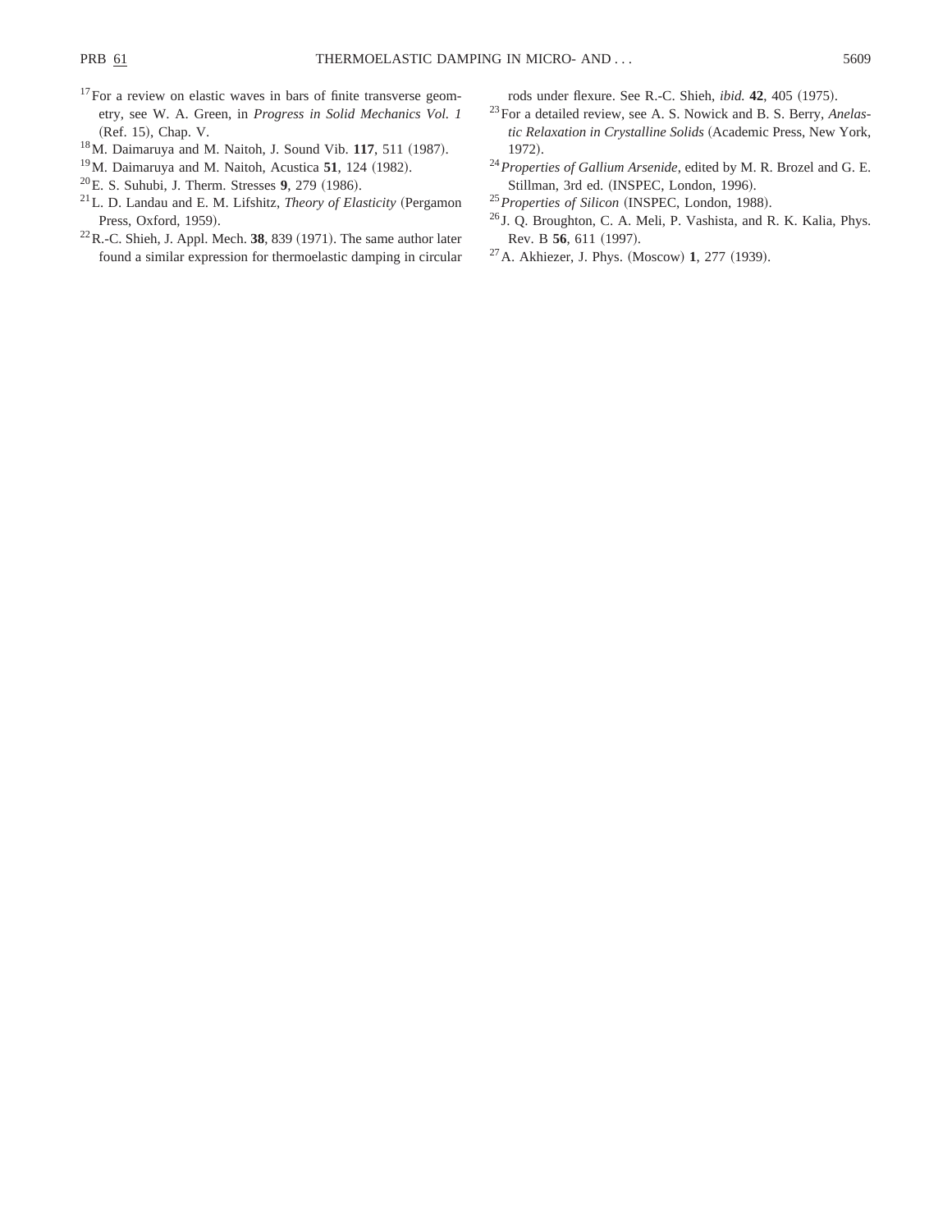[17] For a review on elastic waves in bars of finite transverse geometry, see W. A. Green, in *Progress in Solid Mechanics Vol. 1* (Ref. 15), Chap. V.

[18] M. Daimaruya and M. Naitoh, J. Sound Vib. **117**, 511 (1987).

[19] M. Daimaruya and M. Naitoh, Acustica **51**, 124 (1982).

[20] E. S. Suhubi, J. Therm. Stresses **9**, 279 (1986).

[21] L. D. Landau and E. M. Lifshitz, *Theory of Elasticity* (Pergamon Press, Oxford, 1959).

[22] R.-C. Shieh, J. Appl. Mech. **38**, 839 (1971). The same author later found a similar expression for thermoelastic damping in circular rods under flexure. See R.-C. Shieh, *ibid.* **42**, 405 (1975).

[23] For a detailed review, see A. S. Nowick and B. S. Berry, *Anelastic Relaxation in Crystalline Solids* (Academic Press, New York, 1972).

[24] *Properties of Gallium Arsenide*, edited by M. R. Brozel and G. E. Stillman, 3rd ed. (INSPEC, London, 1996).

[25] *Properties of Silicon* (INSPEC, London, 1988).

[26] J. Q. Broughton, C. A. Meli, P. Vashista, and R. K. Kalia, Phys. Rev. B **56**, 611 (1997).

[27] A. Akhiezer, J. Phys. (Moscow) **1**, 277 (1939).